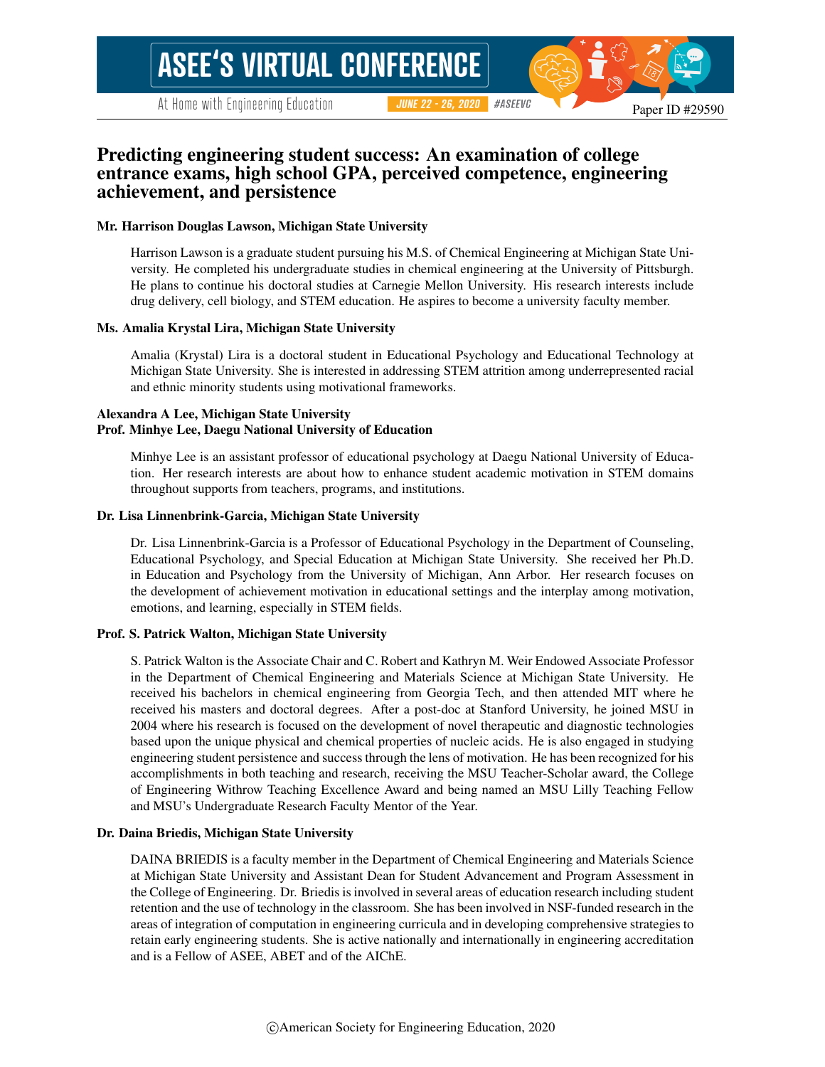Paper ID #29590

# Predicting engineering student success: An examination of college entrance exams, high school GPA, perceived competence, engineering achievement, and persistence

### Mr. Harrison Douglas Lawson, Michigan State University

Harrison Lawson is a graduate student pursuing his M.S. of Chemical Engineering at Michigan State University. He completed his undergraduate studies in chemical engineering at the University of Pittsburgh. He plans to continue his doctoral studies at Carnegie Mellon University. His research interests include drug delivery, cell biology, and STEM education. He aspires to become a university faculty member.

### Ms. Amalia Krystal Lira, Michigan State University

Amalia (Krystal) Lira is a doctoral student in Educational Psychology and Educational Technology at Michigan State University. She is interested in addressing STEM attrition among underrepresented racial and ethnic minority students using motivational frameworks.

### Alexandra A Lee, Michigan State University

### Prof. Minhye Lee, Daegu National University of Education

Minhye Lee is an assistant professor of educational psychology at Daegu National University of Education. Her research interests are about how to enhance student academic motivation in STEM domains throughout supports from teachers, programs, and institutions.

### Dr. Lisa Linnenbrink-Garcia, Michigan State University

Dr. Lisa Linnenbrink-Garcia is a Professor of Educational Psychology in the Department of Counseling, Educational Psychology, and Special Education at Michigan State University. She received her Ph.D. in Education and Psychology from the University of Michigan, Ann Arbor. Her research focuses on the development of achievement motivation in educational settings and the interplay among motivation, emotions, and learning, especially in STEM fields.

### Prof. S. Patrick Walton, Michigan State University

S. Patrick Walton is the Associate Chair and C. Robert and Kathryn M. Weir Endowed Associate Professor in the Department of Chemical Engineering and Materials Science at Michigan State University. He received his bachelors in chemical engineering from Georgia Tech, and then attended MIT where he received his masters and doctoral degrees. After a post-doc at Stanford University, he joined MSU in 2004 where his research is focused on the development of novel therapeutic and diagnostic technologies based upon the unique physical and chemical properties of nucleic acids. He is also engaged in studying engineering student persistence and success through the lens of motivation. He has been recognized for his accomplishments in both teaching and research, receiving the MSU Teacher-Scholar award, the College of Engineering Withrow Teaching Excellence Award and being named an MSU Lilly Teaching Fellow and MSU's Undergraduate Research Faculty Mentor of the Year.

### Dr. Daina Briedis, Michigan State University

DAINA BRIEDIS is a faculty member in the Department of Chemical Engineering and Materials Science at Michigan State University and Assistant Dean for Student Advancement and Program Assessment in the College of Engineering. Dr. Briedis is involved in several areas of education research including student retention and the use of technology in the classroom. She has been involved in NSF-funded research in the areas of integration of computation in engineering curricula and in developing comprehensive strategies to retain early engineering students. She is active nationally and internationally in engineering accreditation and is a Fellow of ASEE, ABET and of the AIChE.

©American Society for Engineering Education, 2020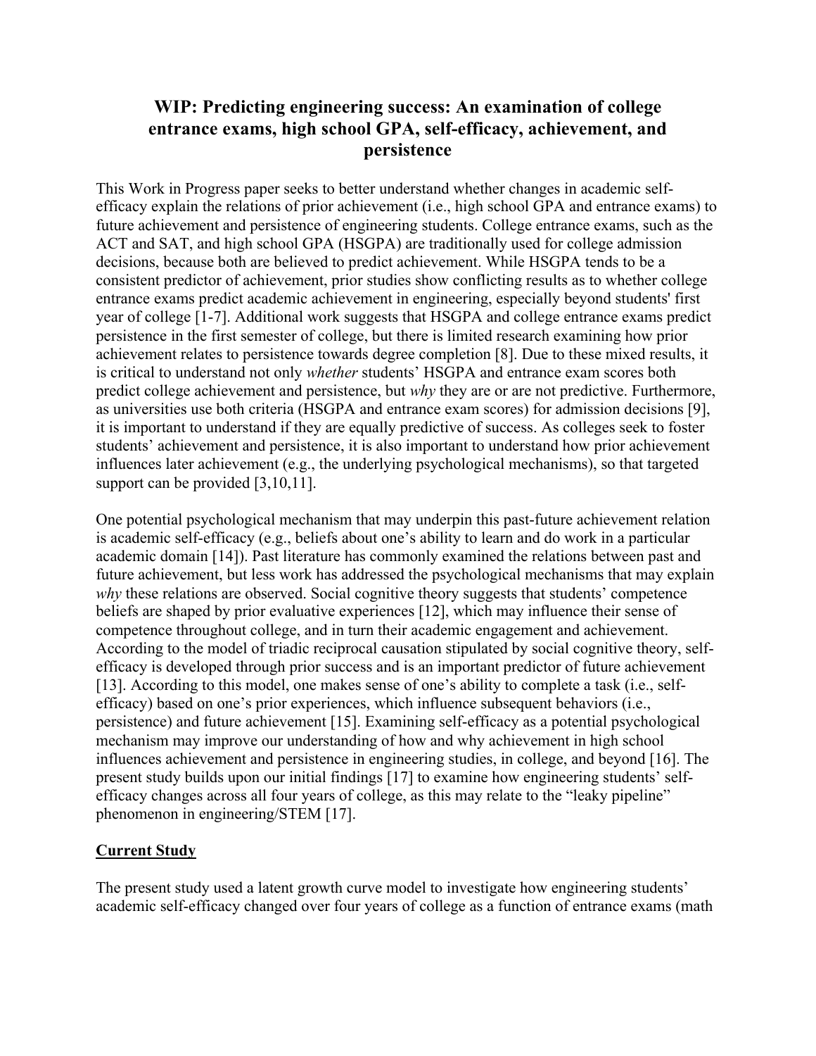## WIP: Predicting engineering success: An examination of college entrance exams, high school GPA, self-efficacy, achievement, and persistence

This Work in Progress paper seeks to better understand whether changes in academic self-efficacy explain the relations of prior achievement (i.e., high school GPA and entrance exams) to future achievement and persistence of engineering students. College entrance exams, such as the ACT and SAT, and high school GPA (HSGPA) are traditionally used for college admission decisions, because both are believed to predict achievement. While HSGPA tends to be a consistent predictor of achievement, prior studies show conflicting results as to whether college entrance exams predict academic achievement in engineering, especially beyond students' first year of college [1-7]. Additional work suggests that HSGPA and college entrance exams predict persistence in the first semester of college, but there is limited research examining how prior achievement relates to persistence towards degree completion [8]. Due to these mixed results, it is critical to understand not only *whether* students' HSGPA and entrance exam scores both predict college achievement and persistence, but *why* they are or are not predictive. Furthermore, as universities use both criteria (HSGPA and entrance exam scores) for admission decisions [9], it is important to understand if they are equally predictive of success. As colleges seek to foster students' achievement and persistence, it is also important to understand how prior achievement influences later achievement (e.g., the underlying psychological mechanisms), so that targeted support can be provided [3,10,11].

One potential psychological mechanism that may underpin this past-future achievement relation is academic self-efficacy (e.g., beliefs about one's ability to learn and do work in a particular academic domain [14]). Past literature has commonly examined the relations between past and future achievement, but less work has addressed the psychological mechanisms that may explain *why* these relations are observed. Social cognitive theory suggests that students' competence beliefs are shaped by prior evaluative experiences [12], which may influence their sense of competence throughout college, and in turn their academic engagement and achievement. According to the model of triadic reciprocal causation stipulated by social cognitive theory, self-efficacy is developed through prior success and is an important predictor of future achievement [13]. According to this model, one makes sense of one's ability to complete a task (i.e., self-efficacy) based on one's prior experiences, which influence subsequent behaviors (i.e., persistence) and future achievement [15]. Examining self-efficacy as a potential psychological mechanism may improve our understanding of how and why achievement in high school influences achievement and persistence in engineering studies, in college, and beyond [16]. The present study builds upon our initial findings [17] to examine how engineering students' self-efficacy changes across all four years of college, as this may relate to the "leaky pipeline" phenomenon in engineering/STEM [17].

### Current Study

The present study used a latent growth curve model to investigate how engineering students' academic self-efficacy changed over four years of college as a function of entrance exams (math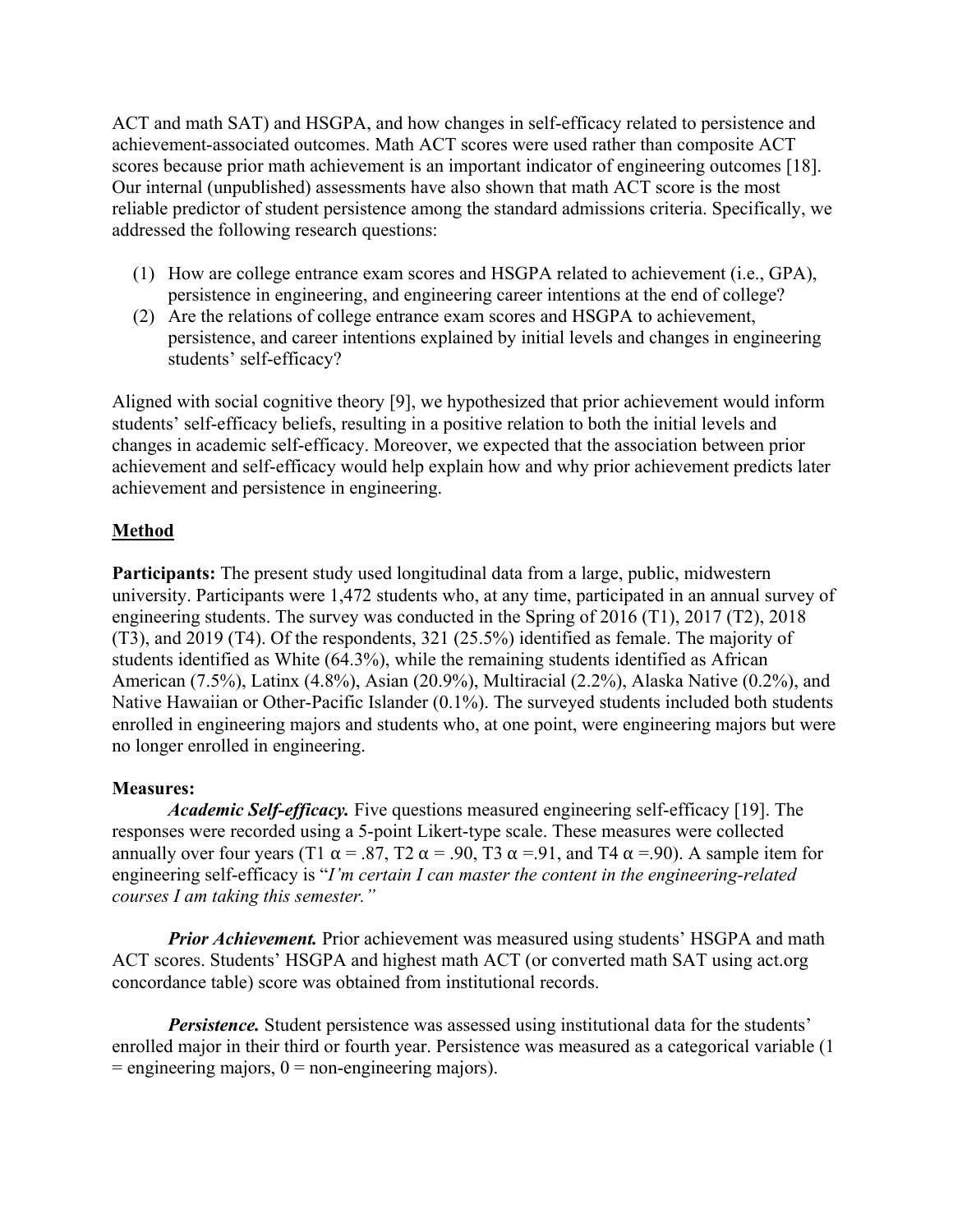ACT and math SAT) and HSGPA, and how changes in self-efficacy related to persistence and achievement-associated outcomes. Math ACT scores were used rather than composite ACT scores because prior math achievement is an important indicator of engineering outcomes [18]. Our internal (unpublished) assessments have also shown that math ACT score is the most reliable predictor of student persistence among the standard admissions criteria. Specifically, we addressed the following research questions:

(1) How are college entrance exam scores and HSGPA related to achievement (i.e., GPA), persistence in engineering, and engineering career intentions at the end of college?
(2) Are the relations of college entrance exam scores and HSGPA to achievement, persistence, and career intentions explained by initial levels and changes in engineering students' self-efficacy?

Aligned with social cognitive theory [9], we hypothesized that prior achievement would inform students' self-efficacy beliefs, resulting in a positive relation to both the initial levels and changes in academic self-efficacy. Moreover, we expected that the association between prior achievement and self-efficacy would help explain how and why prior achievement predicts later achievement and persistence in engineering.

## Method

**Participants:** The present study used longitudinal data from a large, public, midwestern university. Participants were 1,472 students who, at any time, participated in an annual survey of engineering students. The survey was conducted in the Spring of 2016 (T1), 2017 (T2), 2018 (T3), and 2019 (T4). Of the respondents, 321 (25.5%) identified as female. The majority of students identified as White (64.3%), while the remaining students identified as African American (7.5%), Latinx (4.8%), Asian (20.9%), Multiracial (2.2%), Alaska Native (0.2%), and Native Hawaiian or Other-Pacific Islander (0.1%). The surveyed students included both students enrolled in engineering majors and students who, at one point, were engineering majors but were no longer enrolled in engineering.

**Measures:**

***Academic Self-efficacy.*** Five questions measured engineering self-efficacy [19]. The responses were recorded using a 5-point Likert-type scale. These measures were collected annually over four years (T1 $\alpha = .87$, T2 $\alpha = .90$, T3 $\alpha = .91$, and T4 $\alpha = .90$). A sample item for engineering self-efficacy is "*I'm certain I can master the content in the engineering-related courses I am taking this semester.*"

***Prior Achievement.*** Prior achievement was measured using students' HSGPA and math ACT scores. Students' HSGPA and highest math ACT (or converted math SAT using act.org concordance table) score was obtained from institutional records.

***Persistence.*** Student persistence was assessed using institutional data for the students' enrolled major in their third or fourth year. Persistence was measured as a categorical variable (1 = engineering majors, 0 = non-engineering majors).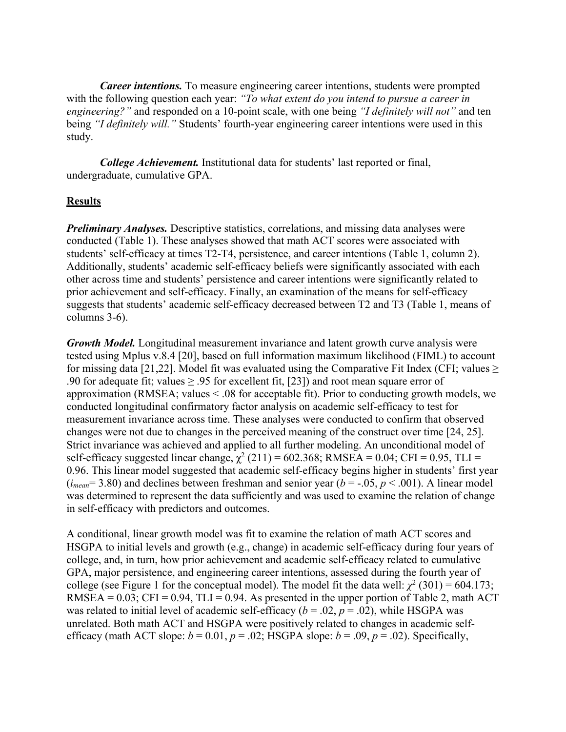***Career intentions.*** To measure engineering career intentions, students were prompted with the following question each year: *"To what extent do you intend to pursue a career in engineering?"* and responded on a 10-point scale, with one being *"I definitely will not"* and ten being *"I definitely will."* Students' fourth-year engineering career intentions were used in this study.

***College Achievement.*** Institutional data for students' last reported or final, undergraduate, cumulative GPA.

## Results

***Preliminary Analyses.*** Descriptive statistics, correlations, and missing data analyses were conducted (Table 1). These analyses showed that math ACT scores were associated with students' self-efficacy at times T2-T4, persistence, and career intentions (Table 1, column 2). Additionally, students' academic self-efficacy beliefs were significantly associated with each other across time and students' persistence and career intentions were significantly related to prior achievement and self-efficacy. Finally, an examination of the means for self-efficacy suggests that students' academic self-efficacy decreased between T2 and T3 (Table 1, means of columns 3-6).

***Growth Model.*** Longitudinal measurement invariance and latent growth curve analysis were tested using Mplus v.8.4 [20], based on full information maximum likelihood (FIML) to account for missing data [21,22]. Model fit was evaluated using the Comparative Fit Index (CFI; values $\geq$ .90 for adequate fit; values $\geq$ .95 for excellent fit, [23]) and root mean square error of approximation (RMSEA; values < .08 for acceptable fit). Prior to conducting growth models, we conducted longitudinal confirmatory factor analysis on academic self-efficacy to test for measurement invariance across time. These analyses were conducted to confirm that observed changes were not due to changes in the perceived meaning of the construct over time [24, 25]. Strict invariance was achieved and applied to all further modeling. An unconditional model of self-efficacy suggested linear change, $\chi^2$ (211) = 602.368; RMSEA = 0.04; CFI = 0.95, TLI = 0.96. This linear model suggested that academic self-efficacy begins higher in students' first year ($i_{mean}$= 3.80) and declines between freshman and senior year ($b$ = -.05, $p$ < .001). A linear model was determined to represent the data sufficiently and was used to examine the relation of change in self-efficacy with predictors and outcomes.

A conditional, linear growth model was fit to examine the relation of math ACT scores and HSGPA to initial levels and growth (e.g., change) in academic self-efficacy during four years of college, and, in turn, how prior achievement and academic self-efficacy related to cumulative GPA, major persistence, and engineering career intentions, assessed during the fourth year of college (see Figure 1 for the conceptual model). The model fit the data well: $\chi^2$ (301) = 604.173; RMSEA = 0.03; CFI = 0.94, TLI = 0.94. As presented in the upper portion of Table 2, math ACT was related to initial level of academic self-efficacy ($b$ = .02, $p$ = .02), while HSGPA was unrelated. Both math ACT and HSGPA were positively related to changes in academic self-efficacy (math ACT slope: $b$ = 0.01, $p$ = .02; HSGPA slope: $b$ = .09, $p$ = .02). Specifically,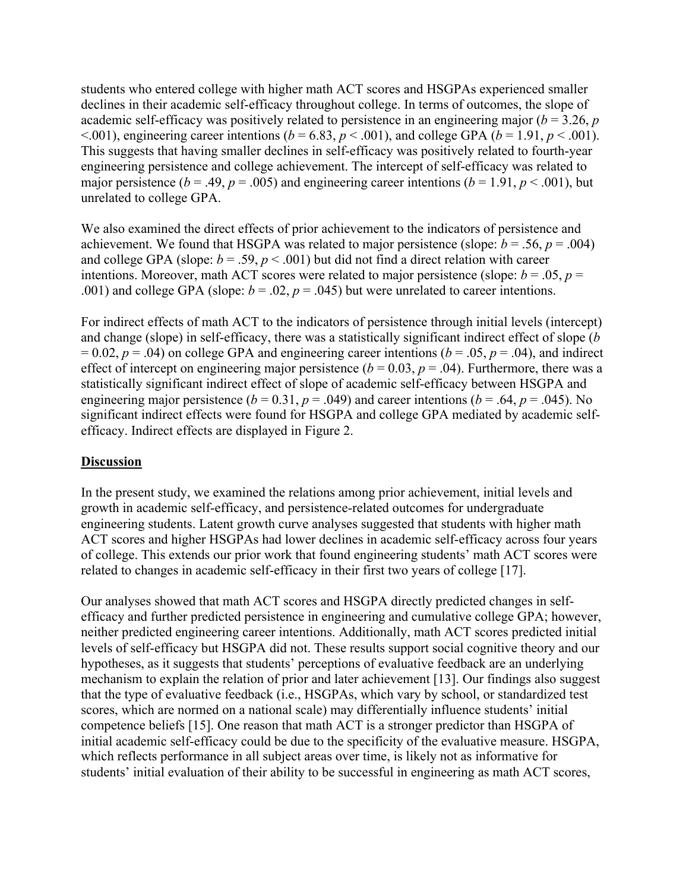students who entered college with higher math ACT scores and HSGPAs experienced smaller declines in their academic self-efficacy throughout college. In terms of outcomes, the slope of academic self-efficacy was positively related to persistence in an engineering major ($b = 3.26$, $p < .001$), engineering career intentions ($b = 6.83$, $p < .001$), and college GPA ($b = 1.91$, $p < .001$). This suggests that having smaller declines in self-efficacy was positively related to fourth-year engineering persistence and college achievement. The intercept of self-efficacy was related to major persistence ($b = .49$, $p = .005$) and engineering career intentions ($b = 1.91$, $p < .001$), but unrelated to college GPA.

We also examined the direct effects of prior achievement to the indicators of persistence and achievement. We found that HSGPA was related to major persistence (slope: $b = .56$, $p = .004$) and college GPA (slope: $b = .59$, $p < .001$) but did not find a direct relation with career intentions. Moreover, math ACT scores were related to major persistence (slope: $b = .05$, $p = .001$) and college GPA (slope: $b = .02$, $p = .045$) but were unrelated to career intentions.

For indirect effects of math ACT to the indicators of persistence through initial levels (intercept) and change (slope) in self-efficacy, there was a statistically significant indirect effect of slope ($b = 0.02$, $p = .04$) on college GPA and engineering career intentions ($b = .05$, $p = .04$), and indirect effect of intercept on engineering major persistence ($b = 0.03$, $p = .04$). Furthermore, there was a statistically significant indirect effect of slope of academic self-efficacy between HSGPA and engineering major persistence ($b = 0.31$, $p = .049$) and career intentions ($b = .64$, $p = .045$). No significant indirect effects were found for HSGPA and college GPA mediated by academic self-efficacy. Indirect effects are displayed in Figure 2.

## Discussion

In the present study, we examined the relations among prior achievement, initial levels and growth in academic self-efficacy, and persistence-related outcomes for undergraduate engineering students. Latent growth curve analyses suggested that students with higher math ACT scores and higher HSGPAs had lower declines in academic self-efficacy across four years of college. This extends our prior work that found engineering students' math ACT scores were related to changes in academic self-efficacy in their first two years of college [17].

Our analyses showed that math ACT scores and HSGPA directly predicted changes in self-efficacy and further predicted persistence in engineering and cumulative college GPA; however, neither predicted engineering career intentions. Additionally, math ACT scores predicted initial levels of self-efficacy but HSGPA did not. These results support social cognitive theory and our hypotheses, as it suggests that students' perceptions of evaluative feedback are an underlying mechanism to explain the relation of prior and later achievement [13]. Our findings also suggest that the type of evaluative feedback (i.e., HSGPAs, which vary by school, or standardized test scores, which are normed on a national scale) may differentially influence students' initial competence beliefs [15]. One reason that math ACT is a stronger predictor than HSGPA of initial academic self-efficacy could be due to the specificity of the evaluative measure. HSGPA, which reflects performance in all subject areas over time, is likely not as informative for students' initial evaluation of their ability to be successful in engineering as math ACT scores,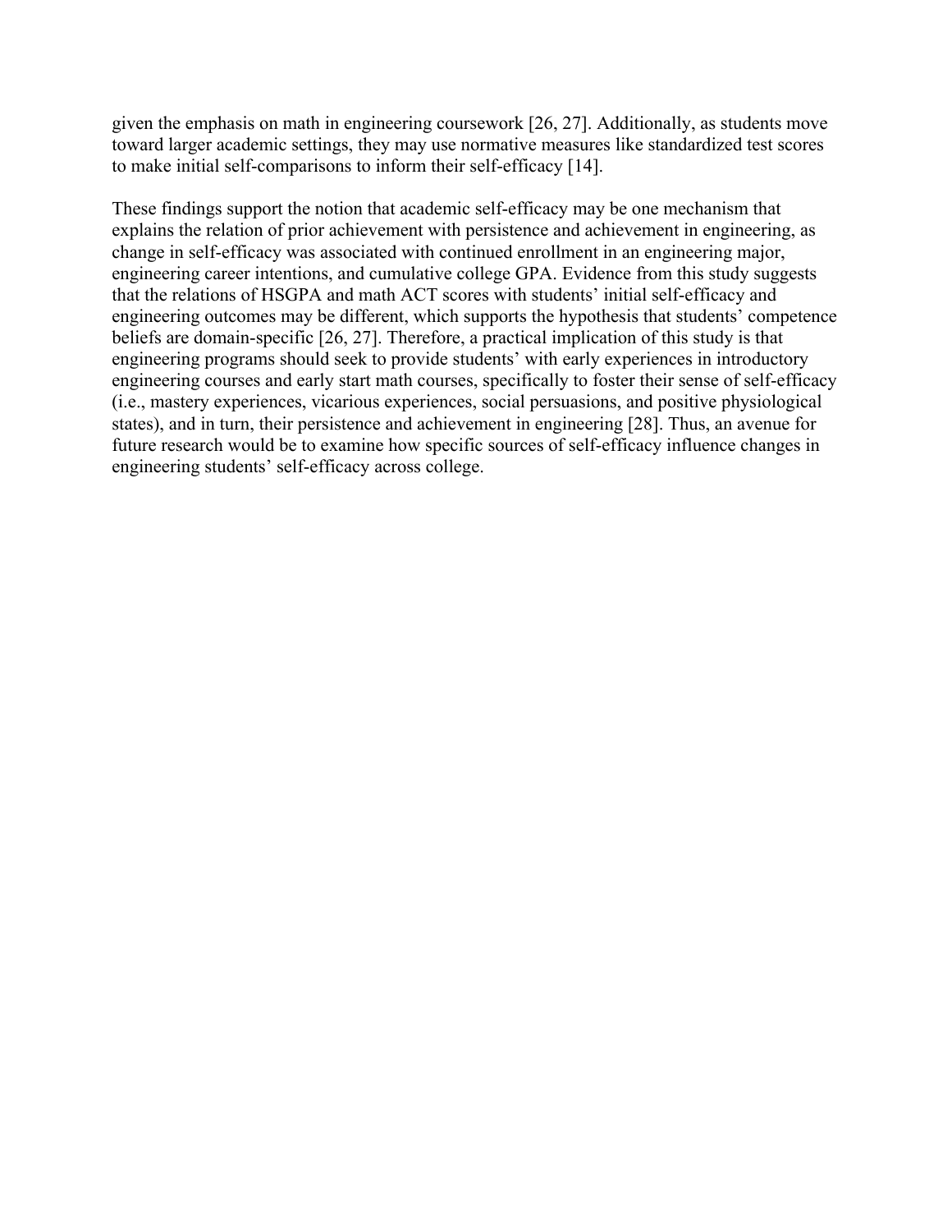given the emphasis on math in engineering coursework [26, 27]. Additionally, as students move toward larger academic settings, they may use normative measures like standardized test scores to make initial self-comparisons to inform their self-efficacy [14].

These findings support the notion that academic self-efficacy may be one mechanism that explains the relation of prior achievement with persistence and achievement in engineering, as change in self-efficacy was associated with continued enrollment in an engineering major, engineering career intentions, and cumulative college GPA. Evidence from this study suggests that the relations of HSGPA and math ACT scores with students' initial self-efficacy and engineering outcomes may be different, which supports the hypothesis that students' competence beliefs are domain-specific [26, 27]. Therefore, a practical implication of this study is that engineering programs should seek to provide students' with early experiences in introductory engineering courses and early start math courses, specifically to foster their sense of self-efficacy (i.e., mastery experiences, vicarious experiences, social persuasions, and positive physiological states), and in turn, their persistence and achievement in engineering [28]. Thus, an avenue for future research would be to examine how specific sources of self-efficacy influence changes in engineering students' self-efficacy across college.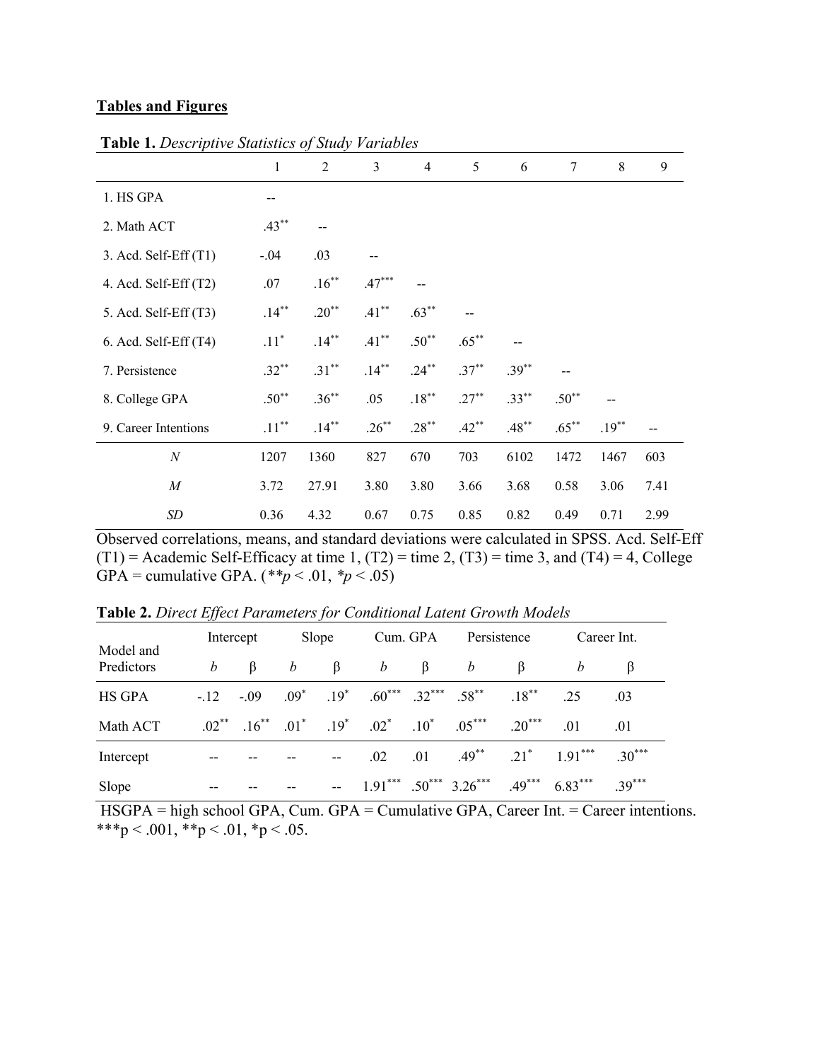**Tables and Figures**

**Table 1.** *Descriptive Statistics of Study Variables*

| | 1 | 2 | 3 | 4 | 5 | 6 | 7 | 8 | 9 |
|---|---|---|---|---|---|---|---|---|---|
| 1. HS GPA | -- | | | | | | | | |
| 2. Math ACT | .43** | -- | | | | | | | |
| 3. Acd. Self-Eff (T1) | -.04 | .03 | -- | | | | | | |
| 4. Acd. Self-Eff (T2) | .07 | .16** | .47*** | -- | | | | | |
| 5. Acd. Self-Eff (T3) | .14** | .20** | .41** | .63** | -- | | | | |
| 6. Acd. Self-Eff (T4) | .11* | .14** | .41** | .50** | .65** | -- | | | |
| 7. Persistence | .32** | .31** | .14** | .24** | .37** | .39** | -- | | |
| 8. College GPA | .50** | .36** | .05 | .18** | .27** | .33** | .50** | -- | |
| 9. Career Intentions | .11** | .14** | .26** | .28** | .42** | .48** | .65** | .19** | -- |
| *N* | 1207 | 1360 | 827 | 670 | 703 | 6102 | 1472 | 1467 | 603 |
| *M* | 3.72 | 27.91 | 3.80 | 3.80 | 3.66 | 3.68 | 0.58 | 3.06 | 7.41 |
| *SD* | 0.36 | 4.32 | 0.67 | 0.75 | 0.85 | 0.82 | 0.49 | 0.71 | 2.99 |

Observed correlations, means, and standard deviations were calculated in SPSS. Acd. Self-Eff (T1) = Academic Self-Efficacy at time 1, (T2) = time 2, (T3) = time 3, and (T4) = 4, College GPA = cumulative GPA. (***p* < .01, **p* < .05)

**Table 2.** *Direct Effect Parameters for Conditional Latent Growth Models*

| Model and Predictors | Intercept | | Slope | | Cum. GPA | | Persistence | | Career Int. | |
|---|---|---|---|---|---|---|---|---|---|---|
| | *b* | β | *b* | β | *b* | β | *b* | β | *b* | β |
| HS GPA | -.12 | -.09 | .09* | .19* | .60*** | .32*** | .58** | .18** | .25 | .03 |
| Math ACT | .02** | .16** | .01* | .19* | .02* | .10* | .05*** | .20*** | .01 | .01 |
| Intercept | -- | -- | -- | -- | .02 | .01 | .49** | .21* | 1.91*** | .30*** |
| Slope | -- | -- | -- | -- | 1.91*** | .50*** | 3.26*** | .49*** | 6.83*** | .39*** |

HSGPA = high school GPA, Cum. GPA = Cumulative GPA, Career Int. = Career intentions. ***p < .001, **p < .01, *p < .05.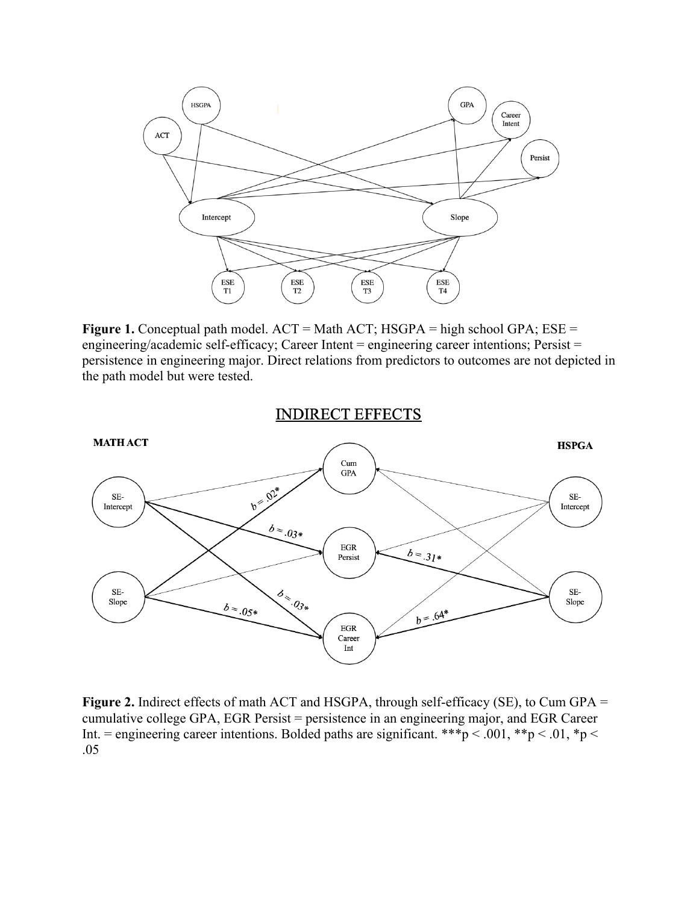**Figure 1.** Conceptual path model. ACT = Math ACT; HSGPA = high school GPA; ESE = engineering/academic self-efficacy; Career Intent = engineering career intentions; Persist = persistence in engineering major. Direct relations from predictors to outcomes are not depicted in the path model but were tested.

**Figure 2.** Indirect effects of math ACT and HSGPA, through self-efficacy (SE), to Cum GPA = cumulative college GPA, EGR Persist = persistence in an engineering major, and EGR Career Int. = engineering career intentions. Bolded paths are significant. ***$p < .001$, **$p < .01$, *$p < .05$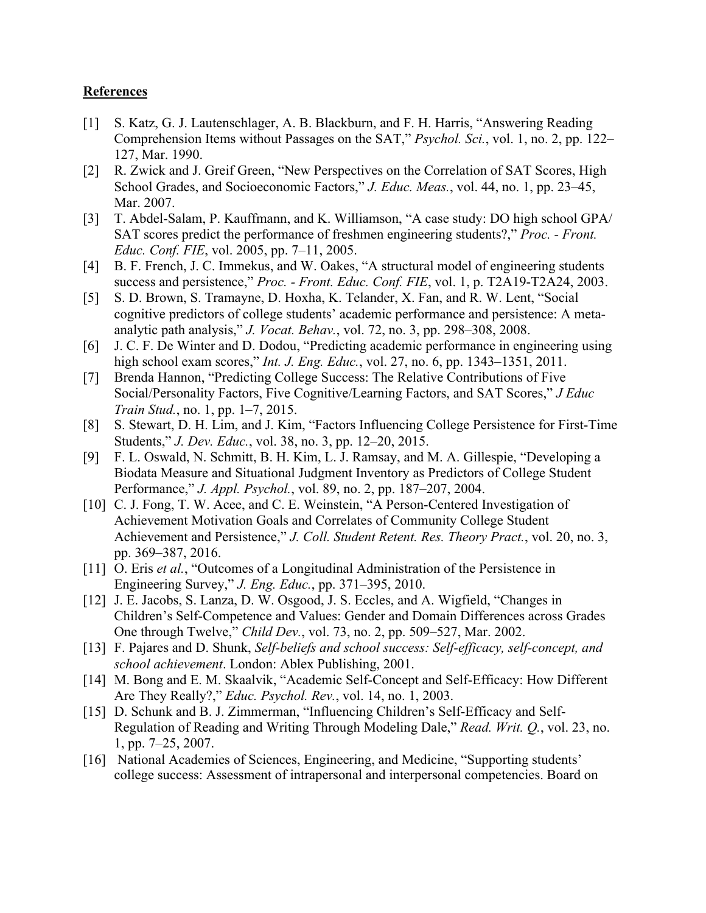**References**

[1] S. Katz, G. J. Lautenschlager, A. B. Blackburn, and F. H. Harris, "Answering Reading Comprehension Items without Passages on the SAT," *Psychol. Sci.*, vol. 1, no. 2, pp. 122–127, Mar. 1990.

[2] R. Zwick and J. Greif Green, "New Perspectives on the Correlation of SAT Scores, High School Grades, and Socioeconomic Factors," *J. Educ. Meas.*, vol. 44, no. 1, pp. 23–45, Mar. 2007.

[3] T. Abdel-Salam, P. Kauffmann, and K. Williamson, "A case study: DO high school GPA/ SAT scores predict the performance of freshmen engineering students?," *Proc. - Front. Educ. Conf. FIE*, vol. 2005, pp. 7–11, 2005.

[4] B. F. French, J. C. Immekus, and W. Oakes, "A structural model of engineering students success and persistence," *Proc. - Front. Educ. Conf. FIE*, vol. 1, p. T2A19-T2A24, 2003.

[5] S. D. Brown, S. Tramayne, D. Hoxha, K. Telander, X. Fan, and R. W. Lent, "Social cognitive predictors of college students' academic performance and persistence: A meta-analytic path analysis," *J. Vocat. Behav.*, vol. 72, no. 3, pp. 298–308, 2008.

[6] J. C. F. De Winter and D. Dodou, "Predicting academic performance in engineering using high school exam scores," *Int. J. Eng. Educ.*, vol. 27, no. 6, pp. 1343–1351, 2011.

[7] Brenda Hannon, "Predicting College Success: The Relative Contributions of Five Social/Personality Factors, Five Cognitive/Learning Factors, and SAT Scores," *J Educ Train Stud.*, no. 1, pp. 1–7, 2015.

[8] S. Stewart, D. H. Lim, and J. Kim, "Factors Influencing College Persistence for First-Time Students," *J. Dev. Educ.*, vol. 38, no. 3, pp. 12–20, 2015.

[9] F. L. Oswald, N. Schmitt, B. H. Kim, L. J. Ramsay, and M. A. Gillespie, "Developing a Biodata Measure and Situational Judgment Inventory as Predictors of College Student Performance," *J. Appl. Psychol.*, vol. 89, no. 2, pp. 187–207, 2004.

[10] C. J. Fong, T. W. Acee, and C. E. Weinstein, "A Person-Centered Investigation of Achievement Motivation Goals and Correlates of Community College Student Achievement and Persistence," *J. Coll. Student Retent. Res. Theory Pract.*, vol. 20, no. 3, pp. 369–387, 2016.

[11] O. Eris *et al.*, "Outcomes of a Longitudinal Administration of the Persistence in Engineering Survey," *J. Eng. Educ.*, pp. 371–395, 2010.

[12] J. E. Jacobs, S. Lanza, D. W. Osgood, J. S. Eccles, and A. Wigfield, "Changes in Children's Self-Competence and Values: Gender and Domain Differences across Grades One through Twelve," *Child Dev.*, vol. 73, no. 2, pp. 509–527, Mar. 2002.

[13] F. Pajares and D. Shunk, *Self-beliefs and school success: Self-efficacy, self-concept, and school achievement*. London: Ablex Publishing, 2001.

[14] M. Bong and E. M. Skaalvik, "Academic Self-Concept and Self-Efficacy: How Different Are They Really?," *Educ. Psychol. Rev.*, vol. 14, no. 1, 2003.

[15] D. Schunk and B. J. Zimmerman, "Influencing Children's Self-Efficacy and Self-Regulation of Reading and Writing Through Modeling Dale," *Read. Writ. Q.*, vol. 23, no. 1, pp. 7–25, 2007.

[16] National Academies of Sciences, Engineering, and Medicine, "Supporting students' college success: Assessment of intrapersonal and interpersonal competencies. Board on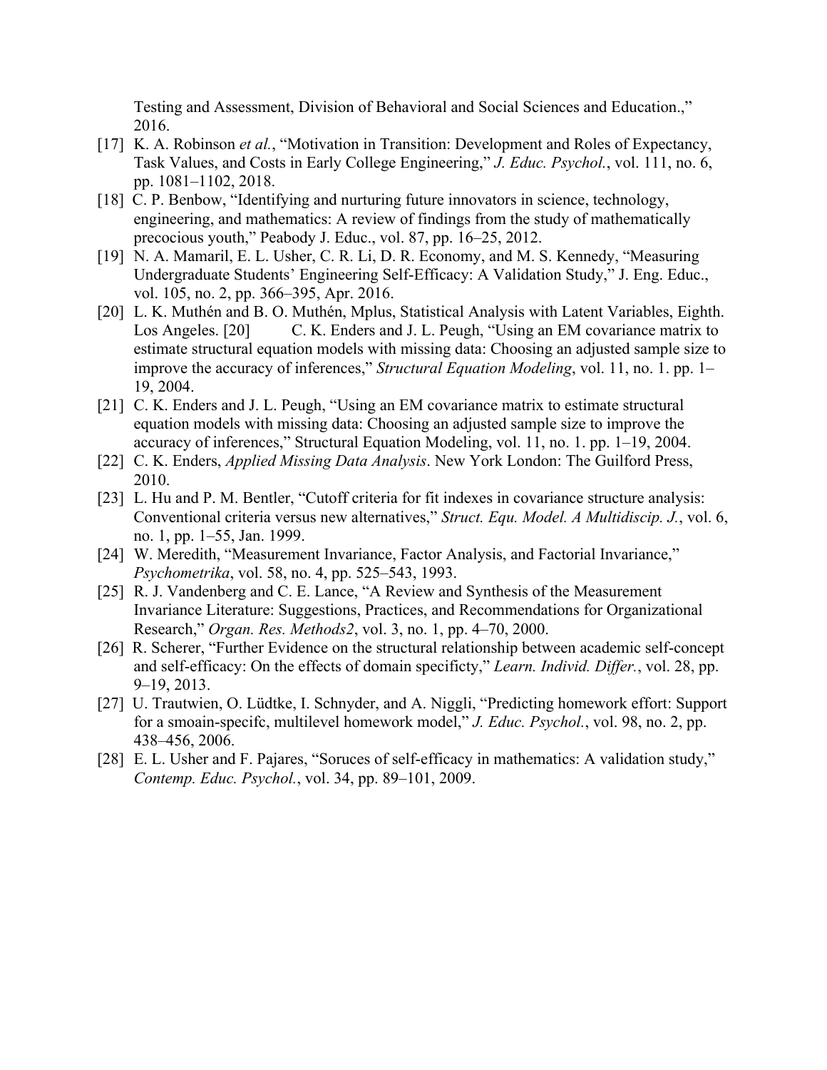Testing and Assessment, Division of Behavioral and Social Sciences and Education.," 2016.

[17] K. A. Robinson *et al.*, "Motivation in Transition: Development and Roles of Expectancy, Task Values, and Costs in Early College Engineering," *J. Educ. Psychol.*, vol. 111, no. 6, pp. 1081–1102, 2018.

[18] C. P. Benbow, "Identifying and nurturing future innovators in science, technology, engineering, and mathematics: A review of findings from the study of mathematically precocious youth," Peabody J. Educ., vol. 87, pp. 16–25, 2012.

[19] N. A. Mamaril, E. L. Usher, C. R. Li, D. R. Economy, and M. S. Kennedy, "Measuring Undergraduate Students' Engineering Self-Efficacy: A Validation Study," J. Eng. Educ., vol. 105, no. 2, pp. 366–395, Apr. 2016.

[20] L. K. Muthén and B. O. Muthén, Mplus, Statistical Analysis with Latent Variables, Eighth. Los Angeles. [20] C. K. Enders and J. L. Peugh, "Using an EM covariance matrix to estimate structural equation models with missing data: Choosing an adjusted sample size to improve the accuracy of inferences," *Structural Equation Modeling*, vol. 11, no. 1. pp. 1–19, 2004.

[21] C. K. Enders and J. L. Peugh, "Using an EM covariance matrix to estimate structural equation models with missing data: Choosing an adjusted sample size to improve the accuracy of inferences," Structural Equation Modeling, vol. 11, no. 1. pp. 1–19, 2004.

[22] C. K. Enders, *Applied Missing Data Analysis*. New York London: The Guilford Press, 2010.

[23] L. Hu and P. M. Bentler, "Cutoff criteria for fit indexes in covariance structure analysis: Conventional criteria versus new alternatives," *Struct. Equ. Model. A Multidiscip. J.*, vol. 6, no. 1, pp. 1–55, Jan. 1999.

[24] W. Meredith, "Measurement Invariance, Factor Analysis, and Factorial Invariance," *Psychometrika*, vol. 58, no. 4, pp. 525–543, 1993.

[25] R. J. Vandenberg and C. E. Lance, "A Review and Synthesis of the Measurement Invariance Literature: Suggestions, Practices, and Recommendations for Organizational Research," *Organ. Res. Methods2*, vol. 3, no. 1, pp. 4–70, 2000.

[26] R. Scherer, "Further Evidence on the structural relationship between academic self-concept and self-efficacy: On the effects of domain specificty," *Learn. Individ. Differ.*, vol. 28, pp. 9–19, 2013.

[27] U. Trautwien, O. Lüdtke, I. Schnyder, and A. Niggli, "Predicting homework effort: Support for a smoain-specifc, multilevel homework model," *J. Educ. Psychol.*, vol. 98, no. 2, pp. 438–456, 2006.

[28] E. L. Usher and F. Pajares, "Soruces of self-efficacy in mathematics: A validation study," *Contemp. Educ. Psychol.*, vol. 34, pp. 89–101, 2009.